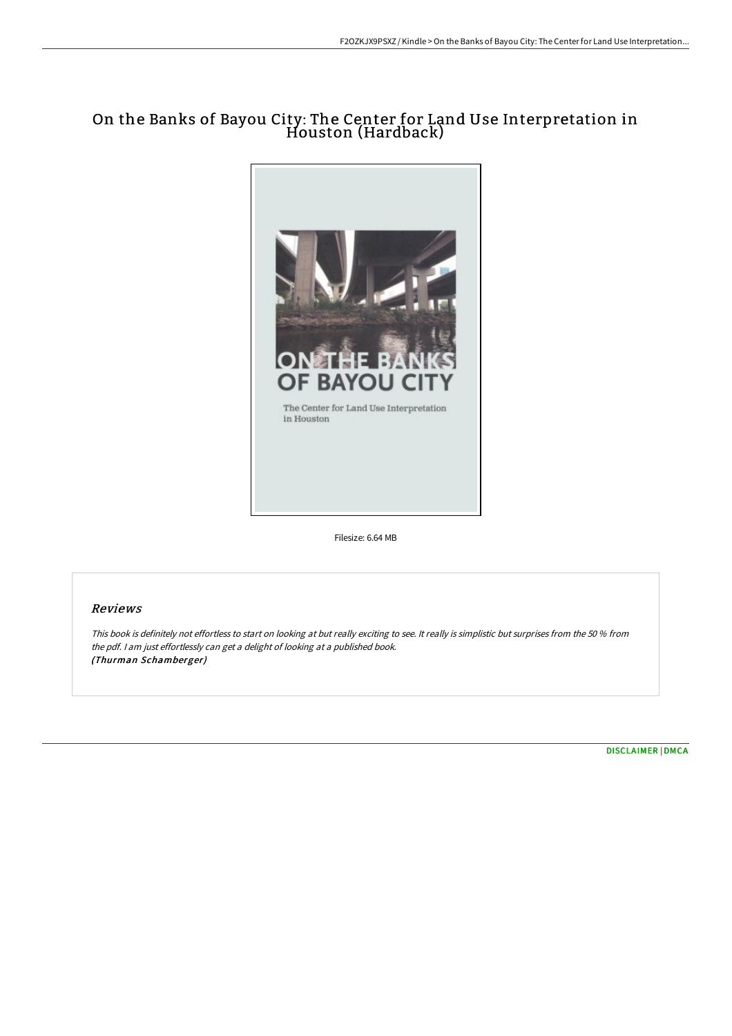# On the Banks of Bayou City: The Center for Land Use Interpretation in Houston (Hardback)

Filesize: 6.64 MB

## Reviews

*This book is definitely not effortless to start on looking at but really exciting to see. It really is simplistic but surprises from the 50 % from the pdf. I am just effortlessly can get a delight of looking at a published book.*
*(Thurman Schamberger)*

DISCLAIMER | DMCA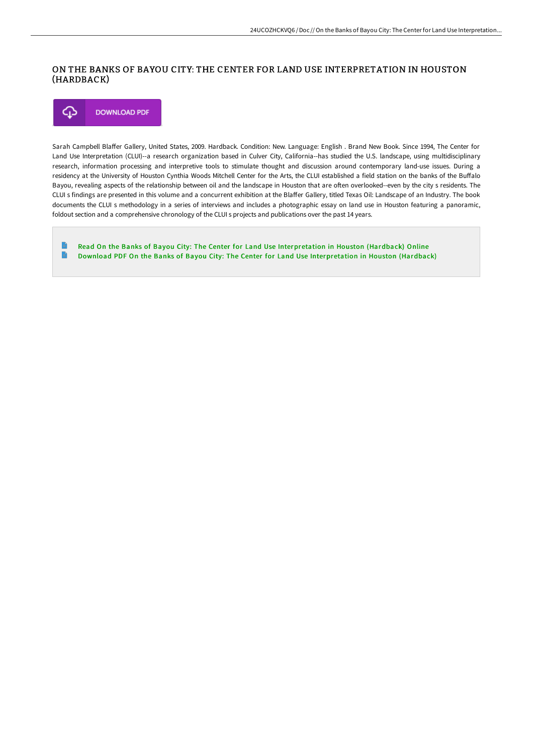# ON THE BANKS OF BAYOU CITY: THE CENTER FOR LAND USE INTERPRETATION IN HOUSTON (HARDBACK)

DOWNLOAD PDF

Sarah Campbell Blaffer Gallery, United States, 2009. Hardback. Condition: New. Language: English . Brand New Book. Since 1994, The Center for Land Use Interpretation (CLUI)--a research organization based in Culver City, California--has studied the U.S. landscape, using multidisciplinary research, information processing and interpretive tools to stimulate thought and discussion around contemporary land-use issues. During a residency at the University of Houston Cynthia Woods Mitchell Center for the Arts, the CLUI established a field station on the banks of the Buffalo Bayou, revealing aspects of the relationship between oil and the landscape in Houston that are often overlooked--even by the city s residents. The CLUI s findings are presented in this volume and a concurrent exhibition at the Blaffer Gallery, titled Texas Oil: Landscape of an Industry. The book documents the CLUI s methodology in a series of interviews and includes a photographic essay on land use in Houston featuring a panoramic, foldout section and a comprehensive chronology of the CLUI s projects and publications over the past 14 years.

- Read On the Banks of Bayou City: The Center for Land Use Interpretation in Houston (Hardback) Online
- Download PDF On the Banks of Bayou City: The Center for Land Use Interpretation in Houston (Hardback)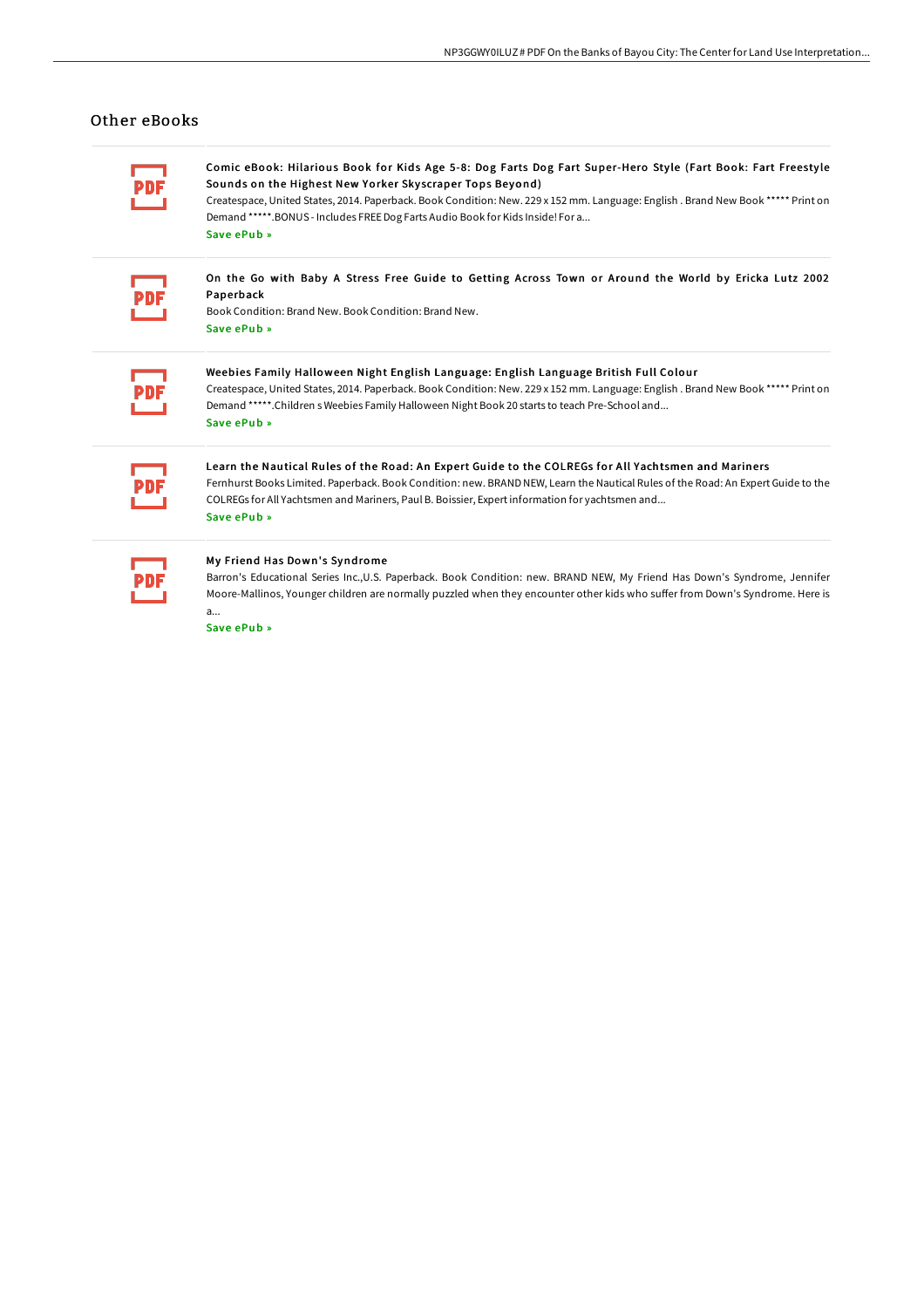## Other eBooks

**Comic eBook: Hilarious Book for Kids Age 5-8: Dog Farts Dog Fart Super-Hero Style (Fart Book: Fart Freestyle Sounds on the Highest New Yorker Skyscraper Tops Beyond)**

Createspace, United States, 2014. Paperback. Book Condition: New. 229 x 152 mm. Language: English . Brand New Book ***** Print on Demand *****.BONUS - Includes FREE Dog Farts Audio Book for Kids Inside! For a...

Save ePub »

**On the Go with Baby A Stress Free Guide to Getting Across Town or Around the World by Ericka Lutz 2002 Paperback**

Book Condition: Brand New. Book Condition: Brand New.

Save ePub »

**Weebies Family Halloween Night English Language: English Language British Full Colour**

Createspace, United States, 2014. Paperback. Book Condition: New. 229 x 152 mm. Language: English . Brand New Book ***** Print on Demand *****.Children s Weebies Family Halloween Night Book 20 starts to teach Pre-School and...

Save ePub »

**Learn the Nautical Rules of the Road: An Expert Guide to the COLREGs for All Yachtsmen and Mariners**

Fernhurst Books Limited. Paperback. Book Condition: new. BRAND NEW, Learn the Nautical Rules of the Road: An Expert Guide to the COLREGs for All Yachtsmen and Mariners, Paul B. Boissier, Expert information for yachtsmen and...

Save ePub »

**My Friend Has Down's Syndrome**

Barron's Educational Series Inc.,U.S. Paperback. Book Condition: new. BRAND NEW, My Friend Has Down's Syndrome, Jennifer Moore-Mallinos, Younger children are normally puzzled when they encounter other kids who suffer from Down's Syndrome. Here is a...

Save ePub »